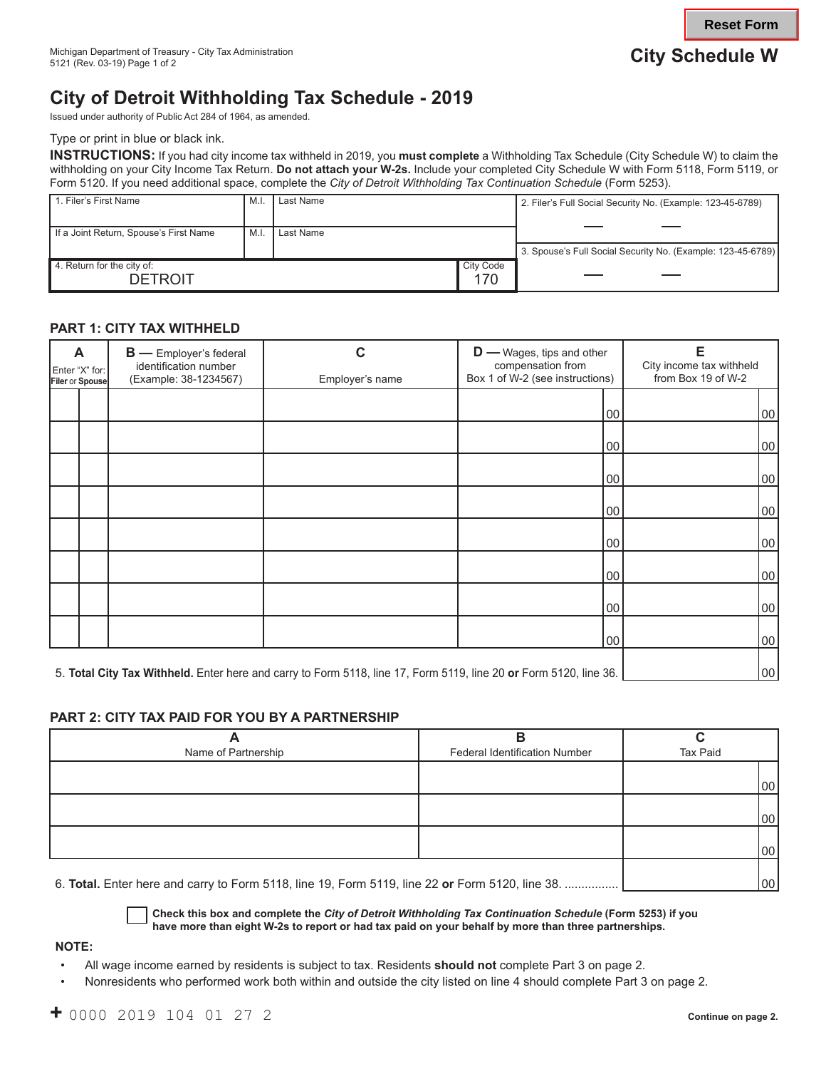Michigan Department of Treasury - City Tax Administration
5121 (Rev. 03-19) Page 1 of 2

**City Schedule W**

# City of Detroit Withholding Tax Schedule - 2019

Issued under authority of Public Act 284 of 1964, as amended.

Type or print in blue or black ink.

**INSTRUCTIONS:** If you had city income tax withheld in 2019, you **must complete** a Withholding Tax Schedule (City Schedule W) to claim the withholding on your City Income Tax Return. **Do not attach your W-2s.** Include your completed City Schedule W with Form 5118, Form 5119, or Form 5120. If you need additional space, complete the *City of Detroit Withholding Tax Continuation Schedule* (Form 5253).

| 1. Filer's First Name | M.I. | Last Name | 2. Filer's Full Social Security No. (Example: 123-45-6789) |
|---|---|---|---|
| If a Joint Return, Spouse's First Name | M.I. | Last Name | 3. Spouse's Full Social Security No. (Example: 123-45-6789) |
| 4. Return for the city of: DETROIT | | City Code 170 | |

## PART 1: CITY TAX WITHHELD

| A Enter "X" for: Filer | or Spouse | B — Employer's federal identification number (Example: 38-1234567) | C Employer's name | D — Wages, tips and other compensation from Box 1 of W-2 (see instructions) | E City income tax withheld from Box 19 of W-2 |
|---|---|---|---|---|---|
| | | | | 00 | 00 |
| | | | | 00 | 00 |
| | | | | 00 | 00 |
| | | | | 00 | 00 |
| | | | | 00 | 00 |
| | | | | 00 | 00 |
| | | | | 00 | 00 |
| | | | | 00 | 00 |

5. **Total City Tax Withheld.** Enter here and carry to Form 5118, line 17, Form 5119, line 20 **or** Form 5120, line 36. ____ 00

## PART 2: CITY TAX PAID FOR YOU BY A PARTNERSHIP

| A Name of Partnership | B Federal Identification Number | C Tax Paid |
|---|---|---|
| | | 00 |
| | | 00 |
| | | 00 |

6. **Total.** Enter here and carry to Form 5118, line 19, Form 5119, line 22 **or** Form 5120, line 38. ................ ____ 00

☐ **Check this box and complete the *City of Detroit Withholding Tax Continuation Schedule* (Form 5253) if you have more than eight W-2s to report or had tax paid on your behalf by more than three partnerships.**

**NOTE:**

- All wage income earned by residents is subject to tax. Residents **should not** complete Part 3 on page 2.
- Nonresidents who performed work both within and outside the city listed on line 4 should complete Part 3 on page 2.

+ 0000 2019 104 01 27 2

**Continue on page 2.**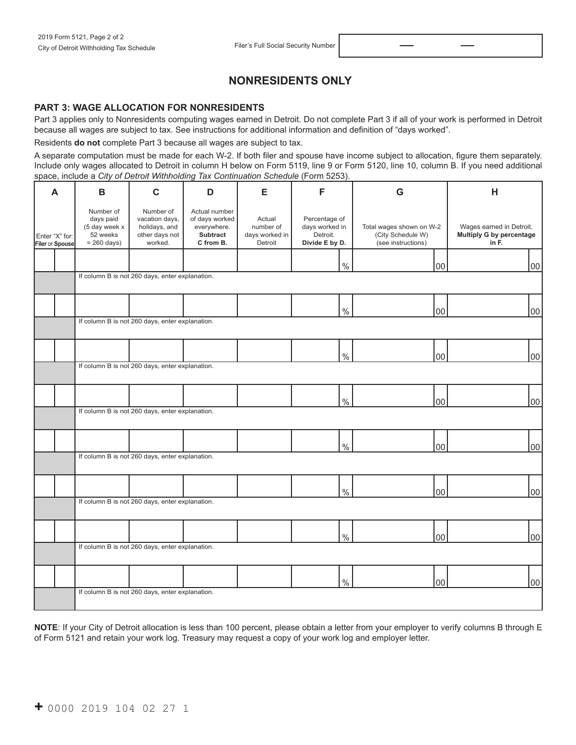2019 Form 5121, Page 2 of 2
City of Detroit Withholding Tax Schedule

Filer's Full Social Security Number

## NONRESIDENTS ONLY

### PART 3: WAGE ALLOCATION FOR NONRESIDENTS

Part 3 applies only to Nonresidents computing wages earned in Detroit. Do not complete Part 3 if all of your work is performed in Detroit because all wages are subject to tax. See instructions for additional information and definition of "days worked".

Residents **do not** complete Part 3 because all wages are subject to tax.

A separate computation must be made for each W-2. If both filer and spouse have income subject to allocation, figure them separately. Include only wages allocated to Detroit in column H below on Form 5119, line 9 or Form 5120, line 10, column B. If you need additional space, include a *City of Detroit Withholding Tax Continuation Schedule* (Form 5253).

| A | | B | C | D | E | F | G | H |
|---|---|---|---|---|---|---|---|---|
| Enter "X" for: **Filer** or **Spouse** | | Number of days paid (5 day week x 52 weeks = 260 days) | Number of vacation days, holidays, and other days not worked. | Actual number of days worked everywhere. **Subtract C from B.** | Actual number of days worked in Detroit | Percentage of days worked in Detroit. **Divide E by D.** | Total wages shown on W-2 (City Schedule W) (see instructions) | Wages earned in Detroit. **Multiply G by percentage in F.** |
| | | | | | | % | 00 | 00 |
| | | If column B is not 260 days, enter explanation. | | | | | | |
| | | | | | | % | 00 | 00 |
| | | If column B is not 260 days, enter explanation. | | | | | | |
| | | | | | | % | 00 | 00 |
| | | If column B is not 260 days, enter explanation. | | | | | | |
| | | | | | | % | 00 | 00 |
| | | If column B is not 260 days, enter explanation. | | | | | | |
| | | | | | | % | 00 | 00 |
| | | If column B is not 260 days, enter explanation. | | | | | | |
| | | | | | | % | 00 | 00 |
| | | If column B is not 260 days, enter explanation. | | | | | | |
| | | | | | | % | 00 | 00 |
| | | If column B is not 260 days, enter explanation. | | | | | | |
| | | | | | | % | 00 | 00 |
| | | If column B is not 260 days, enter explanation. | | | | | | |

**NOTE**: If your City of Detroit allocation is less than 100 percent, please obtain a letter from your employer to verify columns B through E of Form 5121 and retain your work log. Treasury may request a copy of your work log and employer letter.

+ 0000 2019 104 02 27 1